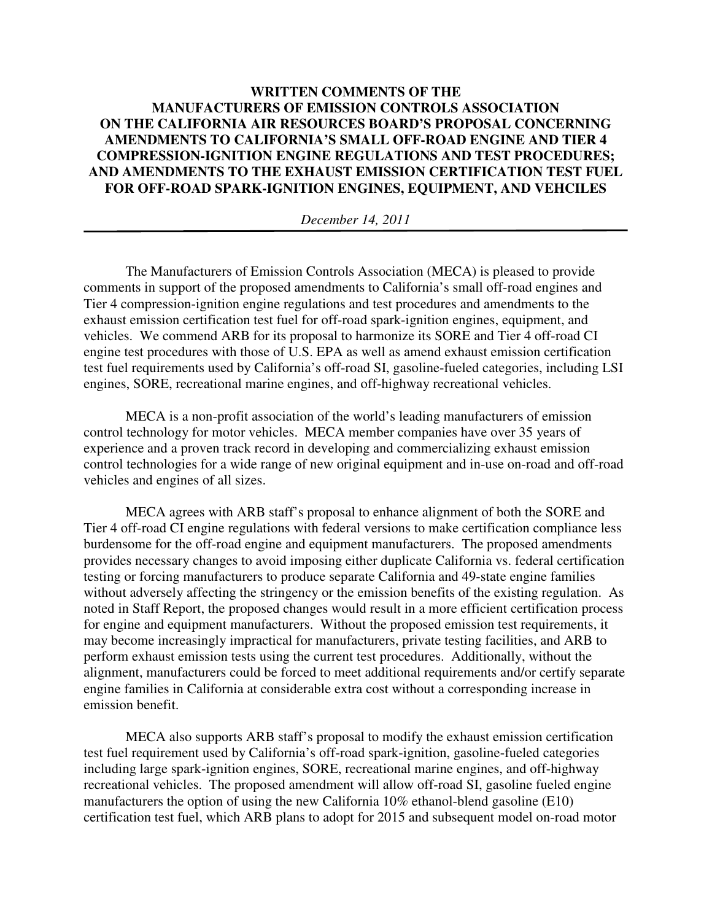**WRITTEN COMMENTS OF THE MANUFACTURERS OF EMISSION CONTROLS ASSOCIATION ON THE CALIFORNIA AIR RESOURCES BOARD'S PROPOSAL CONCERNING AMENDMENTS TO CALIFORNIA'S SMALL OFF-ROAD ENGINE AND TIER 4 COMPRESSION-IGNITION ENGINE REGULATIONS AND TEST PROCEDURES; AND AMENDMENTS TO THE EXHAUST EMISSION CERTIFICATION TEST FUEL FOR OFF-ROAD SPARK-IGNITION ENGINES, EQUIPMENT, AND VEHCILES**

*December 14, 2011*

---

The Manufacturers of Emission Controls Association (MECA) is pleased to provide comments in support of the proposed amendments to California's small off-road engines and Tier 4 compression-ignition engine regulations and test procedures and amendments to the exhaust emission certification test fuel for off-road spark-ignition engines, equipment, and vehicles. We commend ARB for its proposal to harmonize its SORE and Tier 4 off-road CI engine test procedures with those of U.S. EPA as well as amend exhaust emission certification test fuel requirements used by California's off-road SI, gasoline-fueled categories, including LSI engines, SORE, recreational marine engines, and off-highway recreational vehicles.

MECA is a non-profit association of the world's leading manufacturers of emission control technology for motor vehicles. MECA member companies have over 35 years of experience and a proven track record in developing and commercializing exhaust emission control technologies for a wide range of new original equipment and in-use on-road and off-road vehicles and engines of all sizes.

MECA agrees with ARB staff's proposal to enhance alignment of both the SORE and Tier 4 off-road CI engine regulations with federal versions to make certification compliance less burdensome for the off-road engine and equipment manufacturers. The proposed amendments provides necessary changes to avoid imposing either duplicate California vs. federal certification testing or forcing manufacturers to produce separate California and 49-state engine families without adversely affecting the stringency or the emission benefits of the existing regulation. As noted in Staff Report, the proposed changes would result in a more efficient certification process for engine and equipment manufacturers. Without the proposed emission test requirements, it may become increasingly impractical for manufacturers, private testing facilities, and ARB to perform exhaust emission tests using the current test procedures. Additionally, without the alignment, manufacturers could be forced to meet additional requirements and/or certify separate engine families in California at considerable extra cost without a corresponding increase in emission benefit.

MECA also supports ARB staff's proposal to modify the exhaust emission certification test fuel requirement used by California's off-road spark-ignition, gasoline-fueled categories including large spark-ignition engines, SORE, recreational marine engines, and off-highway recreational vehicles. The proposed amendment will allow off-road SI, gasoline fueled engine manufacturers the option of using the new California 10% ethanol-blend gasoline (E10) certification test fuel, which ARB plans to adopt for 2015 and subsequent model on-road motor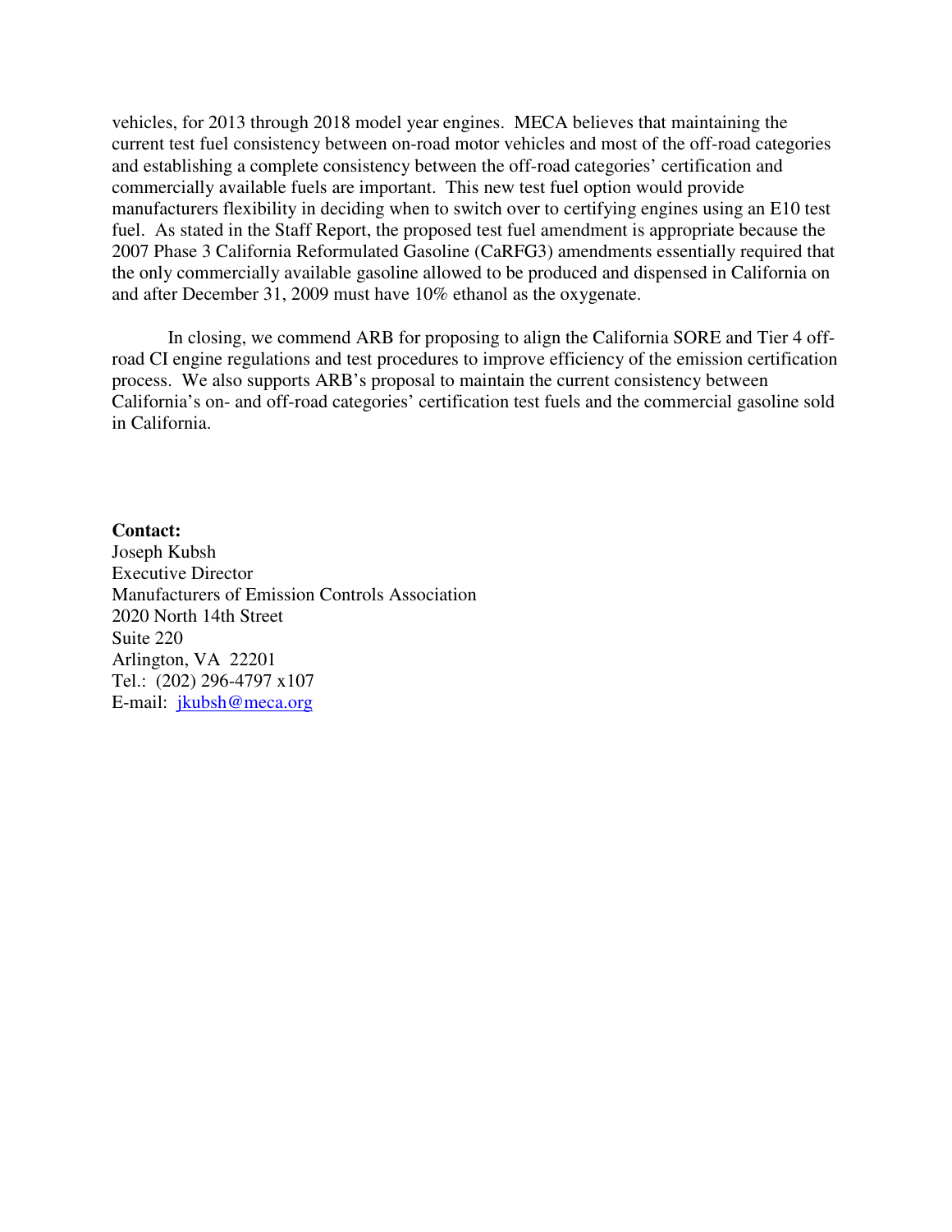vehicles, for 2013 through 2018 model year engines. MECA believes that maintaining the current test fuel consistency between on-road motor vehicles and most of the off-road categories and establishing a complete consistency between the off-road categories' certification and commercially available fuels are important. This new test fuel option would provide manufacturers flexibility in deciding when to switch over to certifying engines using an E10 test fuel. As stated in the Staff Report, the proposed test fuel amendment is appropriate because the 2007 Phase 3 California Reformulated Gasoline (CaRFG3) amendments essentially required that the only commercially available gasoline allowed to be produced and dispensed in California on and after December 31, 2009 must have 10% ethanol as the oxygenate.

In closing, we commend ARB for proposing to align the California SORE and Tier 4 off-road CI engine regulations and test procedures to improve efficiency of the emission certification process. We also supports ARB's proposal to maintain the current consistency between California's on- and off-road categories' certification test fuels and the commercial gasoline sold in California.

**Contact:**
Joseph Kubsh
Executive Director
Manufacturers of Emission Controls Association
2020 North 14th Street
Suite 220
Arlington, VA 22201
Tel.: (202) 296-4797 x107
E-mail: jkubsh@meca.org